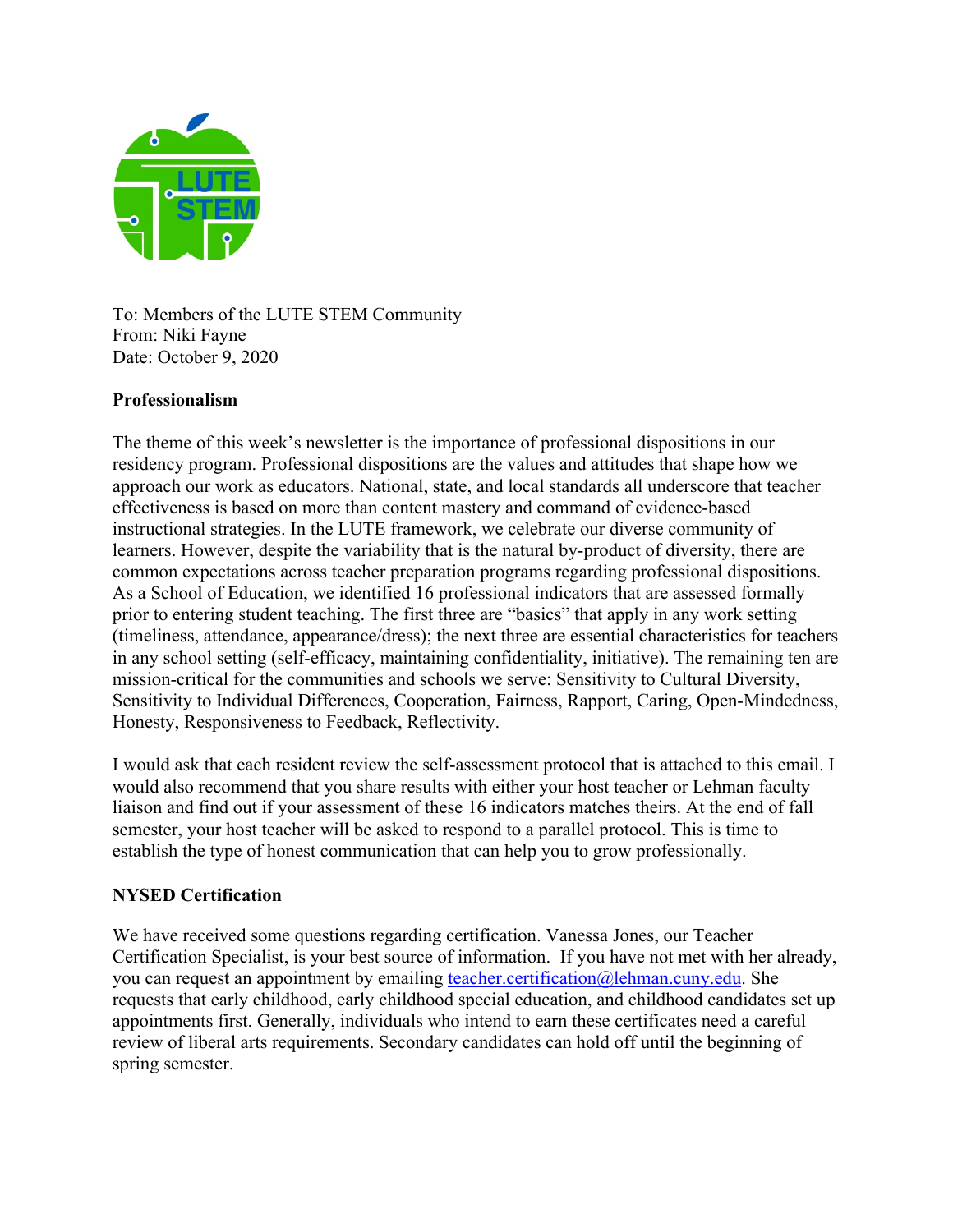To: Members of the LUTE STEM Community
From: Niki Fayne
Date: October 9, 2020

**Professionalism**

The theme of this week's newsletter is the importance of professional dispositions in our residency program. Professional dispositions are the values and attitudes that shape how we approach our work as educators. National, state, and local standards all underscore that teacher effectiveness is based on more than content mastery and command of evidence-based instructional strategies. In the LUTE framework, we celebrate our diverse community of learners. However, despite the variability that is the natural by-product of diversity, there are common expectations across teacher preparation programs regarding professional dispositions. As a School of Education, we identified 16 professional indicators that are assessed formally prior to entering student teaching. The first three are "basics" that apply in any work setting (timeliness, attendance, appearance/dress); the next three are essential characteristics for teachers in any school setting (self-efficacy, maintaining confidentiality, initiative). The remaining ten are mission-critical for the communities and schools we serve: Sensitivity to Cultural Diversity, Sensitivity to Individual Differences, Cooperation, Fairness, Rapport, Caring, Open-Mindedness, Honesty, Responsiveness to Feedback, Reflectivity.

I would ask that each resident review the self-assessment protocol that is attached to this email. I would also recommend that you share results with either your host teacher or Lehman faculty liaison and find out if your assessment of these 16 indicators matches theirs. At the end of fall semester, your host teacher will be asked to respond to a parallel protocol. This is time to establish the type of honest communication that can help you to grow professionally.

**NYSED Certification**

We have received some questions regarding certification. Vanessa Jones, our Teacher Certification Specialist, is your best source of information. If you have not met with her already, you can request an appointment by emailing teacher.certification@lehman.cuny.edu. She requests that early childhood, early childhood special education, and childhood candidates set up appointments first. Generally, individuals who intend to earn these certificates need a careful review of liberal arts requirements. Secondary candidates can hold off until the beginning of spring semester.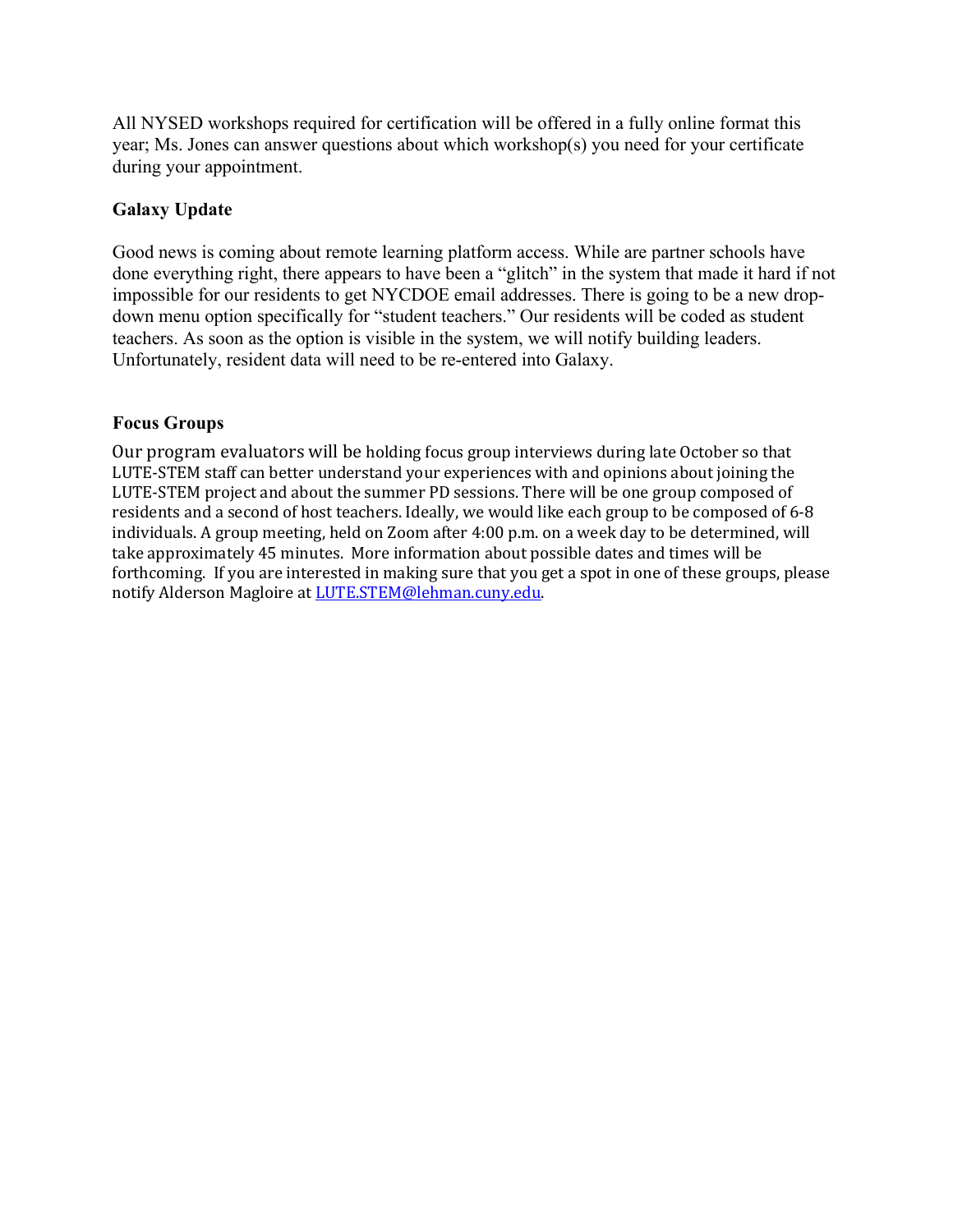All NYSED workshops required for certification will be offered in a fully online format this year; Ms. Jones can answer questions about which workshop(s) you need for your certificate during your appointment.

**Galaxy Update**

Good news is coming about remote learning platform access. While are partner schools have done everything right, there appears to have been a "glitch" in the system that made it hard if not impossible for our residents to get NYCDOE email addresses. There is going to be a new drop-down menu option specifically for "student teachers." Our residents will be coded as student teachers. As soon as the option is visible in the system, we will notify building leaders. Unfortunately, resident data will need to be re-entered into Galaxy.

**Focus Groups**

Our program evaluators will be holding focus group interviews during late October so that LUTE-STEM staff can better understand your experiences with and opinions about joining the LUTE-STEM project and about the summer PD sessions. There will be one group composed of residents and a second of host teachers. Ideally, we would like each group to be composed of 6-8 individuals. A group meeting, held on Zoom after 4:00 p.m. on a week day to be determined, will take approximately 45 minutes. More information about possible dates and times will be forthcoming. If you are interested in making sure that you get a spot in one of these groups, please notify Alderson Magloire at [LUTE.STEM@lehman.cuny.edu](mailto:LUTE.STEM@lehman.cuny.edu).